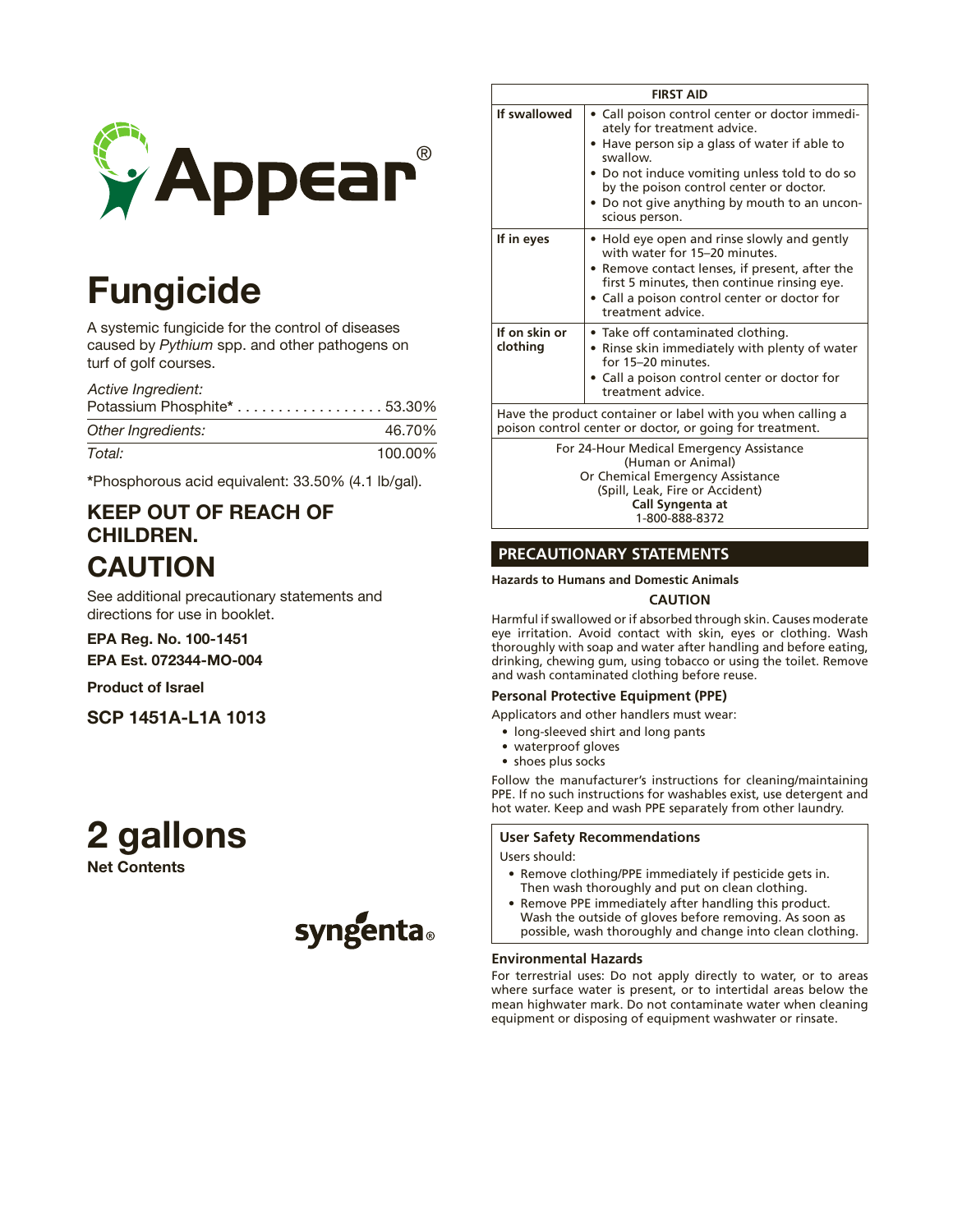# Appear®

# Fungicide

A systemic fungicide for the control of diseases caused by *Pythium* spp. and other pathogens on turf of golf courses.

| *Active Ingredient:* | |
|---|---|
| Potassium Phosphite* | 53.30% |
| *Other Ingredients:* | 46.70% |
| *Total:* | 100.00% |

*Phosphorous acid equivalent: 33.50% (4.1 lb/gal).

## KEEP OUT OF REACH OF CHILDREN.

## CAUTION

See additional precautionary statements and directions for use in booklet.

**EPA Reg. No. 100-1451**

**EPA Est. 072344-MO-004**

**Product of Israel**

**SCP 1451A-L1A 1013**

**2 gallons**

**Net Contents**

syngenta®

| FIRST AID | |
|---|---|
| **If swallowed** | • Call poison control center or doctor immediately for treatment advice.<br>• Have person sip a glass of water if able to swallow.<br>• Do not induce vomiting unless told to do so by the poison control center or doctor.<br>• Do not give anything by mouth to an unconscious person. |
| **If in eyes** | • Hold eye open and rinse slowly and gently with water for 15–20 minutes.<br>• Remove contact lenses, if present, after the first 5 minutes, then continue rinsing eye.<br>• Call a poison control center or doctor for treatment advice. |
| **If on skin or clothing** | • Take off contaminated clothing.<br>• Rinse skin immediately with plenty of water for 15–20 minutes.<br>• Call a poison control center or doctor for treatment advice. |
| Have the product container or label with you when calling a poison control center or doctor, or going for treatment. | |
| For 24-Hour Medical Emergency Assistance (Human or Animal) Or Chemical Emergency Assistance (Spill, Leak, Fire or Accident) **Call Syngenta at** 1-800-888-8372 | |

## PRECAUTIONARY STATEMENTS

**Hazards to Humans and Domestic Animals**

**CAUTION**

Harmful if swallowed or if absorbed through skin. Causes moderate eye irritation. Avoid contact with skin, eyes or clothing. Wash thoroughly with soap and water after handling and before eating, drinking, chewing gum, using tobacco or using the toilet. Remove and wash contaminated clothing before reuse.

**Personal Protective Equipment (PPE)**

Applicators and other handlers must wear:

- long-sleeved shirt and long pants
- waterproof gloves
- shoes plus socks

Follow the manufacturer's instructions for cleaning/maintaining PPE. If no such instructions for washables exist, use detergent and hot water. Keep and wash PPE separately from other laundry.

**User Safety Recommendations**

Users should:

- Remove clothing/PPE immediately if pesticide gets in. Then wash thoroughly and put on clean clothing.
- Remove PPE immediately after handling this product. Wash the outside of gloves before removing. As soon as possible, wash thoroughly and change into clean clothing.

**Environmental Hazards**

For terrestrial uses: Do not apply directly to water, or to areas where surface water is present, or to intertidal areas below the mean highwater mark. Do not contaminate water when cleaning equipment or disposing of equipment washwater or rinsate.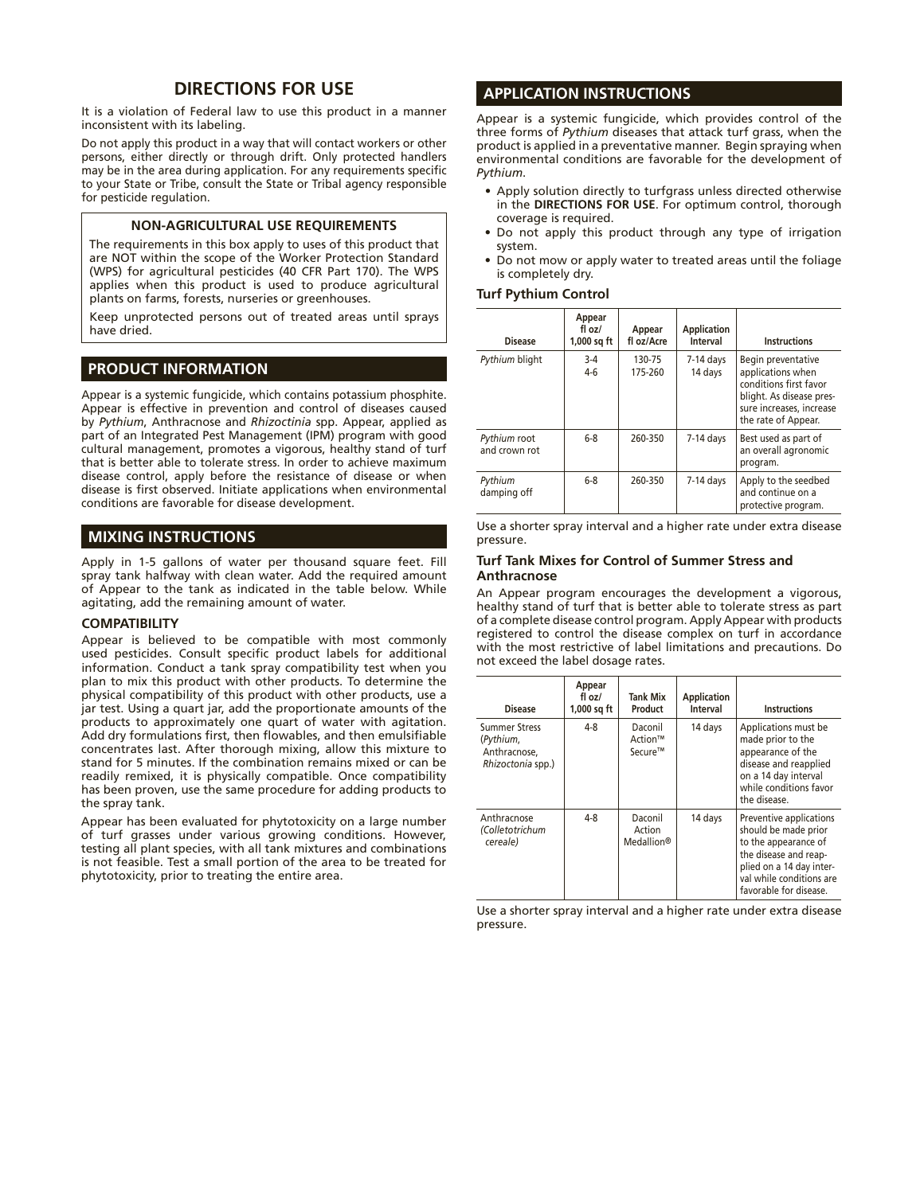## DIRECTIONS FOR USE

It is a violation of Federal law to use this product in a manner inconsistent with its labeling.

Do not apply this product in a way that will contact workers or other persons, either directly or through drift. Only protected handlers may be in the area during application. For any requirements specific to your State or Tribe, consult the State or Tribal agency responsible for pesticide regulation.

> **NON-AGRICULTURAL USE REQUIREMENTS**
>
> The requirements in this box apply to uses of this product that are NOT within the scope of the Worker Protection Standard (WPS) for agricultural pesticides (40 CFR Part 170). The WPS applies when this product is used to produce agricultural plants on farms, forests, nurseries or greenhouses.
>
> Keep unprotected persons out of treated areas until sprays have dried.

## PRODUCT INFORMATION

Appear is a systemic fungicide, which contains potassium phosphite. Appear is effective in prevention and control of diseases caused by *Pythium*, Anthracnose and *Rhizoctinia* spp. Appear, applied as part of an Integrated Pest Management (IPM) program with good cultural management, promotes a vigorous, healthy stand of turf that is better able to tolerate stress. In order to achieve maximum disease control, apply before the resistance of disease or when disease is first observed. Initiate applications when environmental conditions are favorable for disease development.

## MIXING INSTRUCTIONS

Apply in 1-5 gallons of water per thousand square feet. Fill spray tank halfway with clean water. Add the required amount of Appear to the tank as indicated in the table below. While agitating, add the remaining amount of water.

### COMPATIBILITY

Appear is believed to be compatible with most commonly used pesticides. Consult specific product labels for additional information. Conduct a tank spray compatibility test when you plan to mix this product with other products. To determine the physical compatibility of this product with other products, use a jar test. Using a quart jar, add the proportionate amounts of the products to approximately one quart of water with agitation. Add dry formulations first, then flowables, and then emulsifiable concentrates last. After thorough mixing, allow this mixture to stand for 5 minutes. If the combination remains mixed or can be readily remixed, it is physically compatible. Once compatibility has been proven, use the same procedure for adding products to the spray tank.

Appear has been evaluated for phytotoxicity on a large number of turf grasses under various growing conditions. However, testing all plant species, with all tank mixtures and combinations is not feasible. Test a small portion of the area to be treated for phytotoxicity, prior to treating the entire area.

## APPLICATION INSTRUCTIONS

Appear is a systemic fungicide, which provides control of the three forms of *Pythium* diseases that attack turf grass, when the product is applied in a preventative manner. Begin spraying when environmental conditions are favorable for the development of *Pythium*.

- Apply solution directly to turfgrass unless directed otherwise in the **DIRECTIONS FOR USE**. For optimum control, thorough coverage is required.
- Do not apply this product through any type of irrigation system.
- Do not mow or apply water to treated areas until the foliage is completely dry.

### Turf Pythium Control

| Disease | Appear fl oz/ 1,000 sq ft | Appear fl oz/Acre | Application Interval | Instructions |
|---|---|---|---|---|
| *Pythium* blight | 3-4<br>4-6 | 130-75<br>175-260 | 7-14 days<br>14 days | Begin preventative applications when conditions first favor blight. As disease pressure increases, increase the rate of Appear. |
| *Pythium* root and crown rot | 6-8 | 260-350 | 7-14 days | Best used as part of an overall agronomic program. |
| *Pythium* damping off | 6-8 | 260-350 | 7-14 days | Apply to the seedbed and continue on a protective program. |

Use a shorter spray interval and a higher rate under extra disease pressure.

### Turf Tank Mixes for Control of Summer Stress and Anthracnose

An Appear program encourages the development a vigorous, healthy stand of turf that is better able to tolerate stress as part of a complete disease control program. Apply Appear with products registered to control the disease complex on turf in accordance with the most restrictive of label limitations and precautions. Do not exceed the label dosage rates.

| Disease | Appear fl oz/ 1,000 sq ft | Tank Mix Product | Application Interval | Instructions |
|---|---|---|---|---|
| Summer Stress (*Pythium*, Anthracnose, *Rhizoctonia* spp.) | 4-8 | Daconil Action™ Secure™ | 14 days | Applications must be made prior to the appearance of the disease and reapplied on a 14 day interval while conditions favor the disease. |
| Anthracnose *(Colletotrichum cereale)* | 4-8 | Daconil Action Medallion® | 14 days | Preventive applications should be made prior to the appearance of the disease and reapplied on a 14 day interval while conditions are favorable for disease. |

Use a shorter spray interval and a higher rate under extra disease pressure.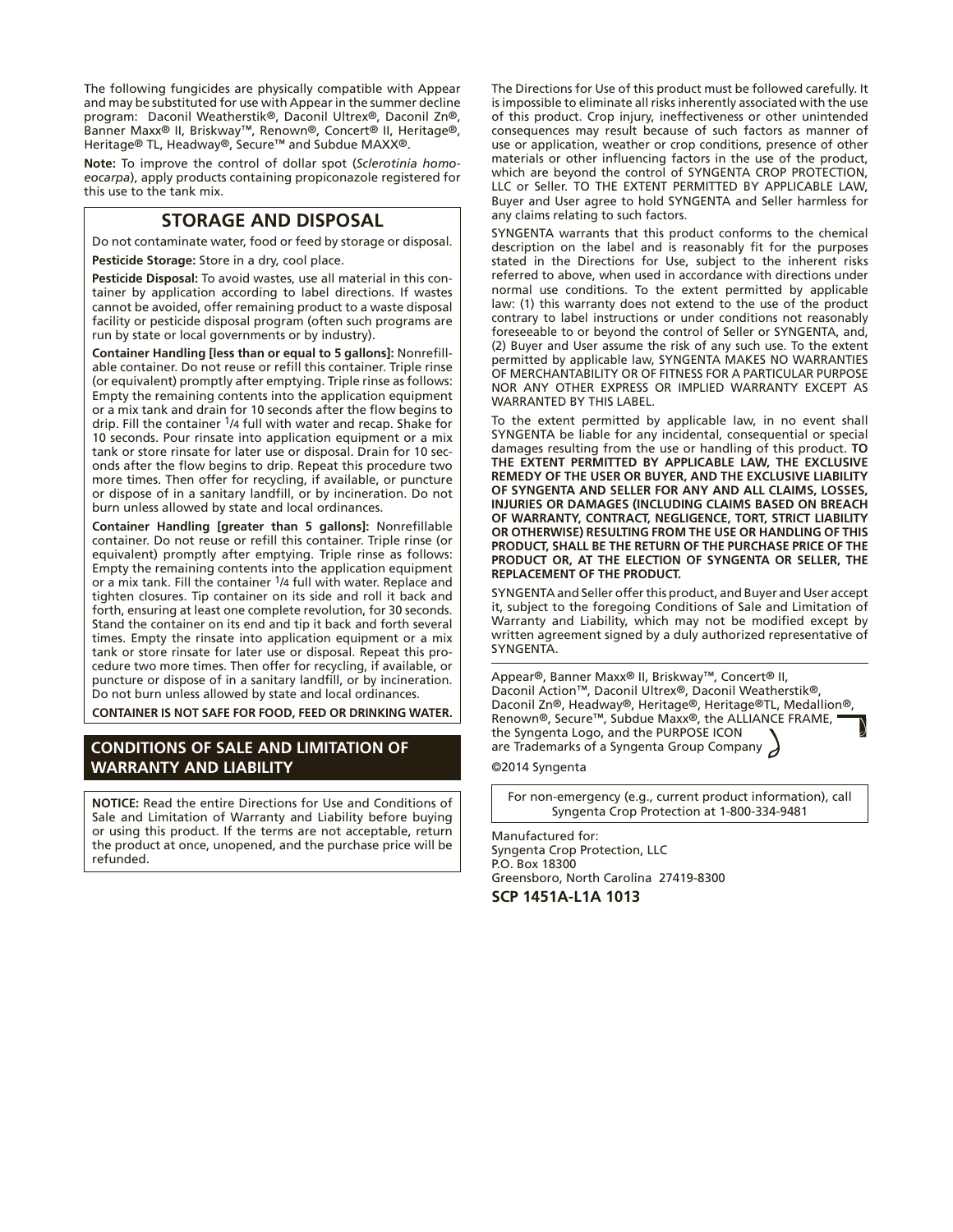The following fungicides are physically compatible with Appear and may be substituted for use with Appear in the summer decline program: Daconil Weatherstik®, Daconil Ultrex®, Daconil Zn®, Banner Maxx® II, Briskway™, Renown®, Concert® II, Heritage®, Heritage® TL, Headway®, Secure™ and Subdue MAXX®.

**Note:** To improve the control of dollar spot (*Sclerotinia homoeocarpa*), apply products containing propiconazole registered for this use to the tank mix.

## STORAGE AND DISPOSAL

Do not contaminate water, food or feed by storage or disposal.

**Pesticide Storage:** Store in a dry, cool place.

**Pesticide Disposal:** To avoid wastes, use all material in this container by application according to label directions. If wastes cannot be avoided, offer remaining product to a waste disposal facility or pesticide disposal program (often such programs are run by state or local governments or by industry).

**Container Handling [less than or equal to 5 gallons]:** Nonrefillable container. Do not reuse or refill this container. Triple rinse (or equivalent) promptly after emptying. Triple rinse as follows: Empty the remaining contents into the application equipment or a mix tank and drain for 10 seconds after the flow begins to drip. Fill the container 1/4 full with water and recap. Shake for 10 seconds. Pour rinsate into application equipment or a mix tank or store rinsate for later use or disposal. Drain for 10 seconds after the flow begins to drip. Repeat this procedure two more times. Then offer for recycling, if available, or puncture or dispose of in a sanitary landfill, or by incineration. Do not burn unless allowed by state and local ordinances.

**Container Handling [greater than 5 gallons]:** Nonrefillable container. Do not reuse or refill this container. Triple rinse (or equivalent) promptly after emptying. Triple rinse as follows: Empty the remaining contents into the application equipment or a mix tank. Fill the container 1/4 full with water. Replace and tighten closures. Tip container on its side and roll it back and forth, ensuring at least one complete revolution, for 30 seconds. Stand the container on its end and tip it back and forth several times. Empty the rinsate into application equipment or a mix tank or store rinsate for later use or disposal. Repeat this procedure two more times. Then offer for recycling, if available, or puncture or dispose of in a sanitary landfill, or by incineration. Do not burn unless allowed by state and local ordinances.

**CONTAINER IS NOT SAFE FOR FOOD, FEED OR DRINKING WATER.**

## CONDITIONS OF SALE AND LIMITATION OF WARRANTY AND LIABILITY

**NOTICE:** Read the entire Directions for Use and Conditions of Sale and Limitation of Warranty and Liability before buying or using this product. If the terms are not acceptable, return the product at once, unopened, and the purchase price will be refunded.

The Directions for Use of this product must be followed carefully. It is impossible to eliminate all risks inherently associated with the use of this product. Crop injury, ineffectiveness or other unintended consequences may result because of such factors as manner of use or application, weather or crop conditions, presence of other materials or other influencing factors in the use of the product, which are beyond the control of SYNGENTA CROP PROTECTION, LLC or Seller. TO THE EXTENT PERMITTED BY APPLICABLE LAW, Buyer and User agree to hold SYNGENTA and Seller harmless for any claims relating to such factors.

SYNGENTA warrants that this product conforms to the chemical description on the label and is reasonably fit for the purposes stated in the Directions for Use, subject to the inherent risks referred to above, when used in accordance with directions under normal use conditions. To the extent permitted by applicable law: (1) this warranty does not extend to the use of the product contrary to label instructions or under conditions not reasonably foreseeable to or beyond the control of Seller or SYNGENTA, and, (2) Buyer and User assume the risk of any such use. To the extent permitted by applicable law, SYNGENTA MAKES NO WARRANTIES OF MERCHANTABILITY OR OF FITNESS FOR A PARTICULAR PURPOSE NOR ANY OTHER EXPRESS OR IMPLIED WARRANTY EXCEPT AS WARRANTED BY THIS LABEL.

To the extent permitted by applicable law, in no event shall SYNGENTA be liable for any incidental, consequential or special damages resulting from the use or handling of this product. **TO THE EXTENT PERMITTED BY APPLICABLE LAW, THE EXCLUSIVE REMEDY OF THE USER OR BUYER, AND THE EXCLUSIVE LIABILITY OF SYNGENTA AND SELLER FOR ANY AND ALL CLAIMS, LOSSES, INJURIES OR DAMAGES (INCLUDING CLAIMS BASED ON BREACH OF WARRANTY, CONTRACT, NEGLIGENCE, TORT, STRICT LIABILITY OR OTHERWISE) RESULTING FROM THE USE OR HANDLING OF THIS PRODUCT, SHALL BE THE RETURN OF THE PURCHASE PRICE OF THE PRODUCT OR, AT THE ELECTION OF SYNGENTA OR SELLER, THE REPLACEMENT OF THE PRODUCT.**

SYNGENTA and Seller offer this product, and Buyer and User accept it, subject to the foregoing Conditions of Sale and Limitation of Warranty and Liability, which may not be modified except by written agreement signed by a duly authorized representative of SYNGENTA.

Appear®, Banner Maxx® II, Briskway™, Concert® II, Daconil Action™, Daconil Ultrex®, Daconil Weatherstik®, Daconil Zn®, Headway®, Heritage®, Heritage®TL, Medallion®, Renown®, Secure™, Subdue Maxx®, the ALLIANCE FRAME, the Syngenta Logo, and the PURPOSE ICON are Trademarks of a Syngenta Group Company

©2014 Syngenta

For non-emergency (e.g., current product information), call Syngenta Crop Protection at 1-800-334-9481

Manufactured for:
Syngenta Crop Protection, LLC
P.O. Box 18300
Greensboro, North Carolina 27419-8300

**SCP 1451A-L1A 1013**